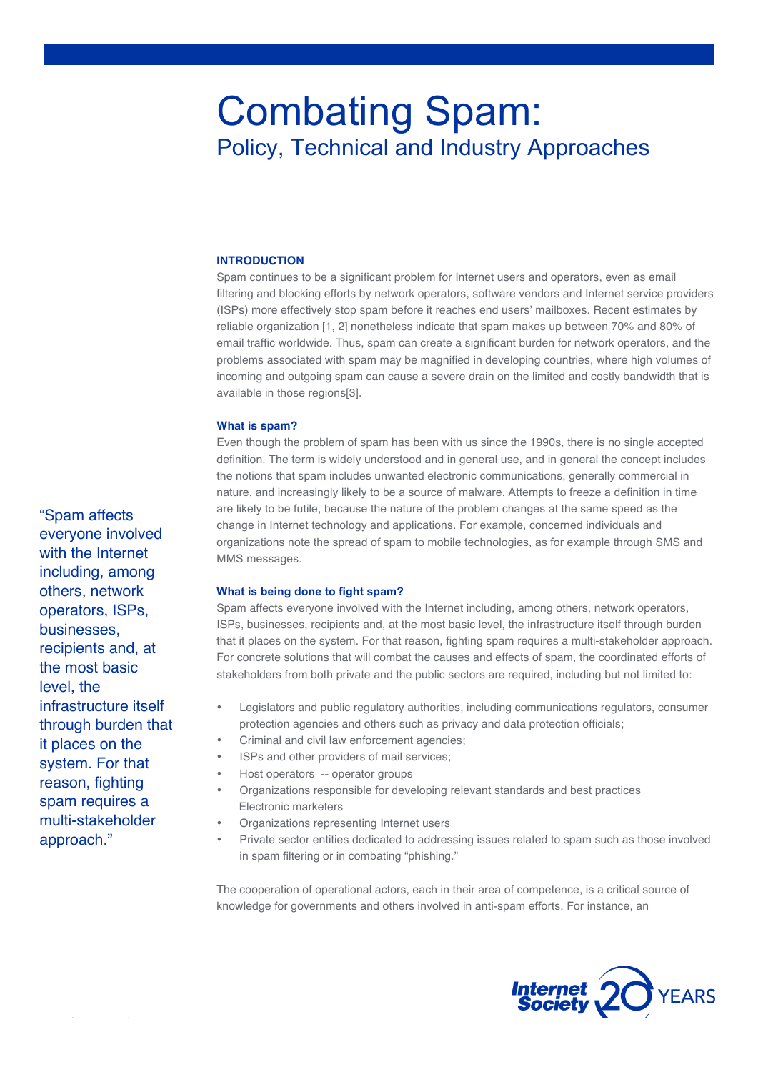# Combating Spam:

## Policy, Technical and Industry Approaches

### INTRODUCTION

Spam continues to be a significant problem for Internet users and operators, even as email filtering and blocking efforts by network operators, software vendors and Internet service providers (ISPs) more effectively stop spam before it reaches end users' mailboxes. Recent estimates by reliable organization [1, 2] nonetheless indicate that spam makes up between 70% and 80% of email traffic worldwide. Thus, spam can create a significant burden for network operators, and the problems associated with spam may be magnified in developing countries, where high volumes of incoming and outgoing spam can cause a severe drain on the limited and costly bandwidth that is available in those regions[3].

#### What is spam?

Even though the problem of spam has been with us since the 1990s, there is no single accepted definition. The term is widely understood and in general use, and in general the concept includes the notions that spam includes unwanted electronic communications, generally commercial in nature, and increasingly likely to be a source of malware. Attempts to freeze a definition in time are likely to be futile, because the nature of the problem changes at the same speed as the change in Internet technology and applications. For example, concerned individuals and organizations note the spread of spam to mobile technologies, as for example through SMS and MMS messages.

#### What is being done to fight spam?

Spam affects everyone involved with the Internet including, among others, network operators, ISPs, businesses, recipients and, at the most basic level, the infrastructure itself through burden that it places on the system. For that reason, fighting spam requires a multi-stakeholder approach. For concrete solutions that will combat the causes and effects of spam, the coordinated efforts of stakeholders from both private and the public sectors are required, including but not limited to:

- Legislators and public regulatory authorities, including communications regulators, consumer protection agencies and others such as privacy and data protection officials;
- Criminal and civil law enforcement agencies;
- ISPs and other providers of mail services;
- Host operators -- operator groups
- Organizations responsible for developing relevant standards and best practices Electronic marketers
- Organizations representing Internet users
- Private sector entities dedicated to addressing issues related to spam such as those involved in spam filtering or in combating "phishing."

"Spam affects everyone involved with the Internet including, among others, network operators, ISPs, businesses, recipients and, at the most basic level, the infrastructure itself through burden that it places on the system. For that reason, fighting spam requires a multi-stakeholder approach."

The cooperation of operational actors, each in their area of competence, is a critical source of knowledge for governments and others involved in anti-spam efforts. For instance, an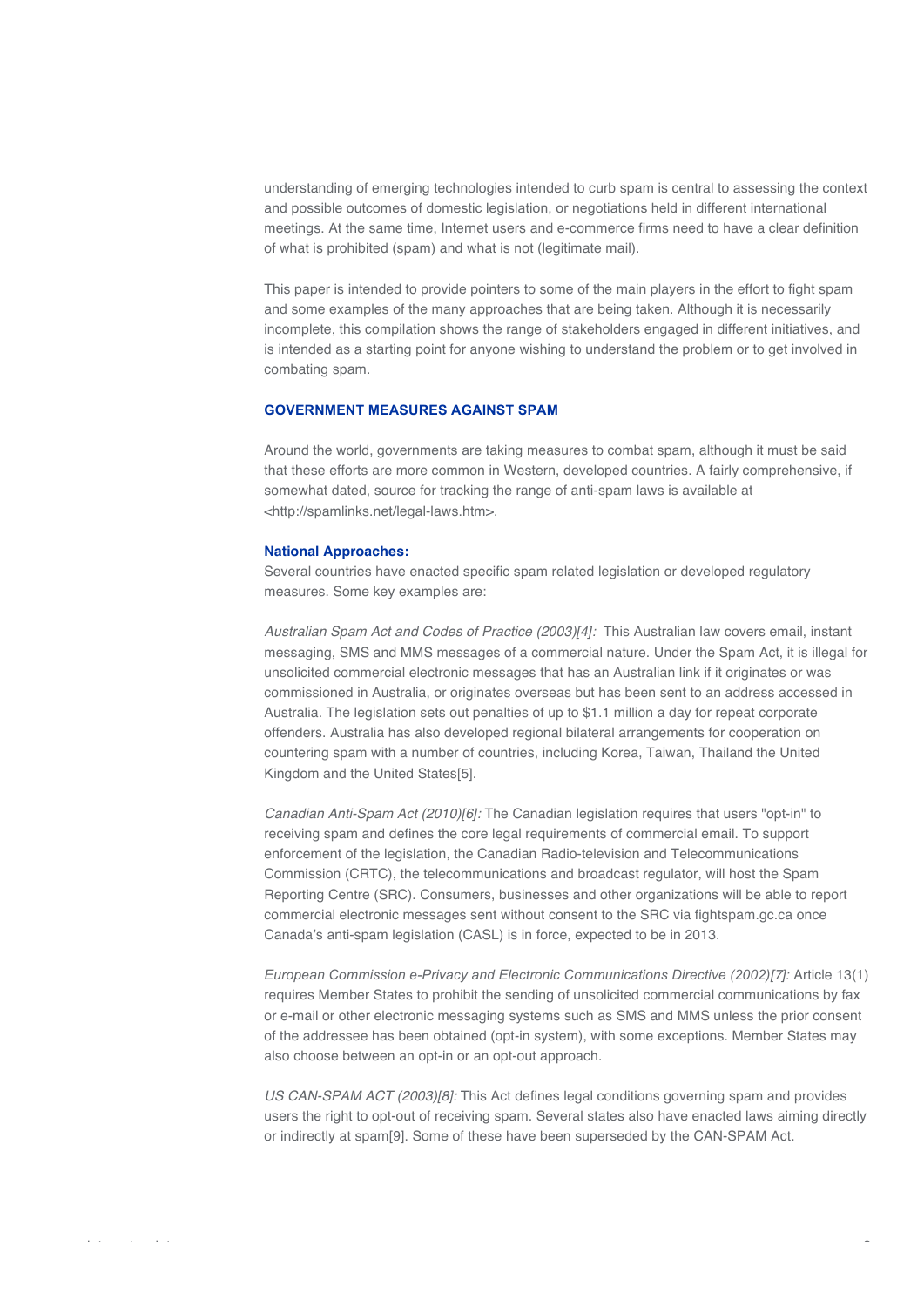understanding of emerging technologies intended to curb spam is central to assessing the context and possible outcomes of domestic legislation, or negotiations held in different international meetings. At the same time, Internet users and e-commerce firms need to have a clear definition of what is prohibited (spam) and what is not (legitimate mail).

This paper is intended to provide pointers to some of the main players in the effort to fight spam and some examples of the many approaches that are being taken. Although it is necessarily incomplete, this compilation shows the range of stakeholders engaged in different initiatives, and is intended as a starting point for anyone wishing to understand the problem or to get involved in combating spam.

## GOVERNMENT MEASURES AGAINST SPAM

Around the world, governments are taking measures to combat spam, although it must be said that these efforts are more common in Western, developed countries. A fairly comprehensive, if somewhat dated, source for tracking the range of anti-spam laws is available at <http://spamlinks.net/legal-laws.htm>.

### National Approaches:

Several countries have enacted specific spam related legislation or developed regulatory measures. Some key examples are:

*Australian Spam Act and Codes of Practice (2003)[4]:* This Australian law covers email, instant messaging, SMS and MMS messages of a commercial nature. Under the Spam Act, it is illegal for unsolicited commercial electronic messages that has an Australian link if it originates or was commissioned in Australia, or originates overseas but has been sent to an address accessed in Australia. The legislation sets out penalties of up to $1.1 million a day for repeat corporate offenders. Australia has also developed regional bilateral arrangements for cooperation on countering spam with a number of countries, including Korea, Taiwan, Thailand the United Kingdom and the United States[5].

*Canadian Anti-Spam Act (2010)[6]:* The Canadian legislation requires that users "opt-in" to receiving spam and defines the core legal requirements of commercial email. To support enforcement of the legislation, the Canadian Radio-television and Telecommunications Commission (CRTC), the telecommunications and broadcast regulator, will host the Spam Reporting Centre (SRC). Consumers, businesses and other organizations will be able to report commercial electronic messages sent without consent to the SRC via fightspam.gc.ca once Canada's anti-spam legislation (CASL) is in force, expected to be in 2013.

*European Commission e-Privacy and Electronic Communications Directive (2002)[7]:* Article 13(1) requires Member States to prohibit the sending of unsolicited commercial communications by fax or e-mail or other electronic messaging systems such as SMS and MMS unless the prior consent of the addressee has been obtained (opt-in system), with some exceptions. Member States may also choose between an opt-in or an opt-out approach.

*US CAN-SPAM ACT (2003)[8]:* This Act defines legal conditions governing spam and provides users the right to opt-out of receiving spam. Several states also have enacted laws aiming directly or indirectly at spam[9]. Some of these have been superseded by the CAN-SPAM Act.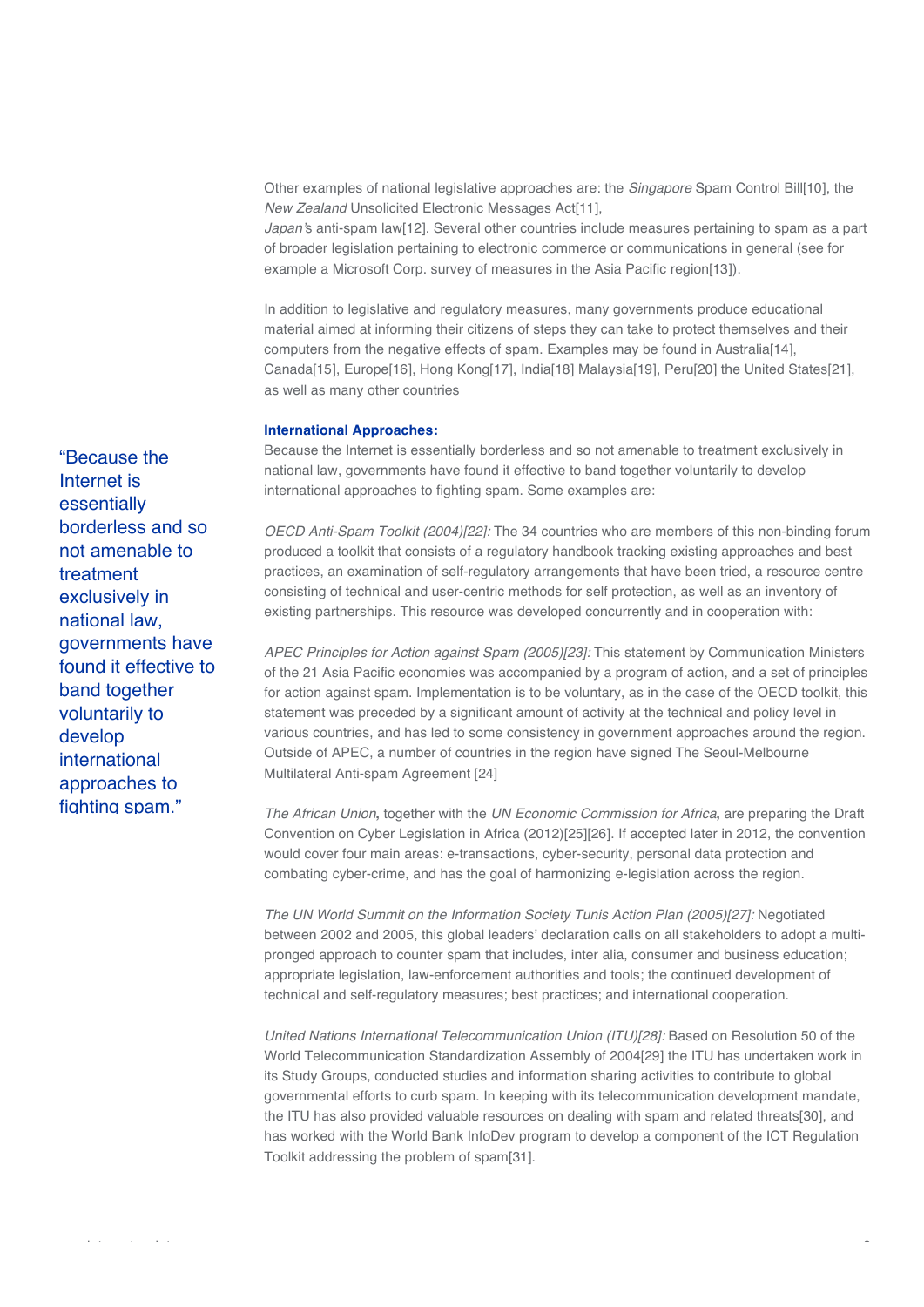Other examples of national legislative approaches are: the *Singapore* Spam Control Bill[10], the *New Zealand* Unsolicited Electronic Messages Act[11],
*Japan's* anti-spam law[12]. Several other countries include measures pertaining to spam as a part of broader legislation pertaining to electronic commerce or communications in general (see for example a Microsoft Corp. survey of measures in the Asia Pacific region[13]).

In addition to legislative and regulatory measures, many governments produce educational material aimed at informing their citizens of steps they can take to protect themselves and their computers from the negative effects of spam. Examples may be found in Australia[14], Canada[15], Europe[16], Hong Kong[17], India[18] Malaysia[19], Peru[20] the United States[21], as well as many other countries

> "Because the Internet is essentially borderless and so not amenable to treatment exclusively in national law, governments have found it effective to band together voluntarily to develop international approaches to fighting spam."

**International Approaches:**

Because the Internet is essentially borderless and so not amenable to treatment exclusively in national law, governments have found it effective to band together voluntarily to develop international approaches to fighting spam. Some examples are:

*OECD Anti-Spam Toolkit (2004)[22]:* The 34 countries who are members of this non-binding forum produced a toolkit that consists of a regulatory handbook tracking existing approaches and best practices, an examination of self-regulatory arrangements that have been tried, a resource centre consisting of technical and user-centric methods for self protection, as well as an inventory of existing partnerships. This resource was developed concurrently and in cooperation with:

*APEC Principles for Action against Spam (2005)[23]:* This statement by Communication Ministers of the 21 Asia Pacific economies was accompanied by a program of action, and a set of principles for action against spam. Implementation is to be voluntary, as in the case of the OECD toolkit, this statement was preceded by a significant amount of activity at the technical and policy level in various countries, and has led to some consistency in government approaches around the region. Outside of APEC, a number of countries in the region have signed The Seoul-Melbourne Multilateral Anti-spam Agreement [24]

*The African Union*, together with the *UN Economic Commission for Africa*, are preparing the Draft Convention on Cyber Legislation in Africa (2012)[25][26]. If accepted later in 2012, the convention would cover four main areas: e-transactions, cyber-security, personal data protection and combating cyber-crime, and has the goal of harmonizing e-legislation across the region.

*The UN World Summit on the Information Society Tunis Action Plan (2005)[27]:* Negotiated between 2002 and 2005, this global leaders' declaration calls on all stakeholders to adopt a multi-pronged approach to counter spam that includes, inter alia, consumer and business education; appropriate legislation, law-enforcement authorities and tools; the continued development of technical and self-regulatory measures; best practices; and international cooperation.

*United Nations International Telecommunication Union (ITU)[28]:* Based on Resolution 50 of the World Telecommunication Standardization Assembly of 2004[29] the ITU has undertaken work in its Study Groups, conducted studies and information sharing activities to contribute to global governmental efforts to curb spam. In keeping with its telecommunication development mandate, the ITU has also provided valuable resources on dealing with spam and related threats[30], and has worked with the World Bank InfoDev program to develop a component of the ICT Regulation Toolkit addressing the problem of spam[31].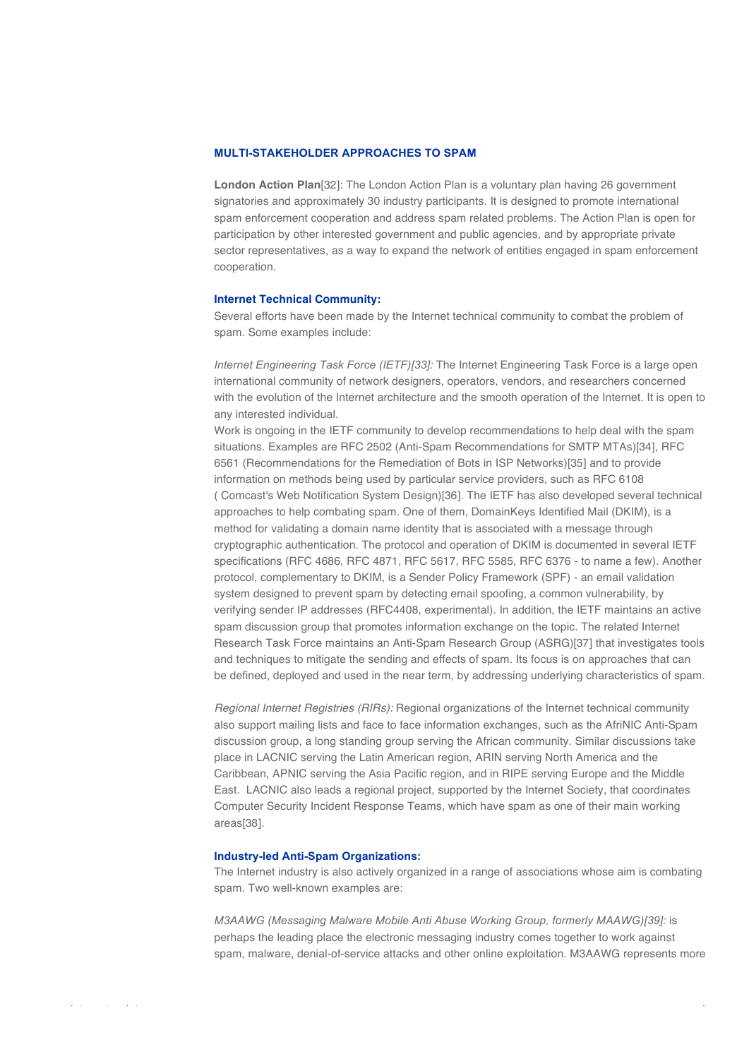## MULTI-STAKEHOLDER APPROACHES TO SPAM

**London Action Plan**[32]: The London Action Plan is a voluntary plan having 26 government signatories and approximately 30 industry participants. It is designed to promote international spam enforcement cooperation and address spam related problems. The Action Plan is open for participation by other interested government and public agencies, and by appropriate private sector representatives, as a way to expand the network of entities engaged in spam enforcement cooperation.

### Internet Technical Community:

Several efforts have been made by the Internet technical community to combat the problem of spam. Some examples include:

*Internet Engineering Task Force (IETF)[33]:* The Internet Engineering Task Force is a large open international community of network designers, operators, vendors, and researchers concerned with the evolution of the Internet architecture and the smooth operation of the Internet. It is open to any interested individual.

Work is ongoing in the IETF community to develop recommendations to help deal with the spam situations. Examples are RFC 2502 (Anti-Spam Recommendations for SMTP MTAs)[34], RFC 6561 (Recommendations for the Remediation of Bots in ISP Networks)[35] and to provide information on methods being used by particular service providers, such as RFC 6108 ( Comcast's Web Notification System Design)[36]. The IETF has also developed several technical approaches to help combating spam. One of them, DomainKeys Identified Mail (DKIM), is a method for validating a domain name identity that is associated with a message through cryptographic authentication. The protocol and operation of DKIM is documented in several IETF specifications (RFC 4686, RFC 4871, RFC 5617, RFC 5585, RFC 6376 - to name a few). Another protocol, complementary to DKIM, is a Sender Policy Framework (SPF) - an email validation system designed to prevent spam by detecting email spoofing, a common vulnerability, by verifying sender IP addresses (RFC4408, experimental). In addition, the IETF maintains an active spam discussion group that promotes information exchange on the topic. The related Internet Research Task Force maintains an Anti-Spam Research Group (ASRG)[37] that investigates tools and techniques to mitigate the sending and effects of spam. Its focus is on approaches that can be defined, deployed and used in the near term, by addressing underlying characteristics of spam.

*Regional Internet Registries (RIRs):* Regional organizations of the Internet technical community also support mailing lists and face to face information exchanges, such as the AfriNIC Anti-Spam discussion group, a long standing group serving the African community. Similar discussions take place in LACNIC serving the Latin American region, ARIN serving North America and the Caribbean, APNIC serving the Asia Pacific region, and in RIPE serving Europe and the Middle East. LACNIC also leads a regional project, supported by the Internet Society, that coordinates Computer Security Incident Response Teams, which have spam as one of their main working areas[38].

### Industry-led Anti-Spam Organizations:

The Internet industry is also actively organized in a range of associations whose aim is combating spam. Two well-known examples are:

*M3AAWG (Messaging Malware Mobile Anti Abuse Working Group, formerly MAAWG)[39]:* is perhaps the leading place the electronic messaging industry comes together to work against spam, malware, denial-of-service attacks and other online exploitation. M3AAWG represents more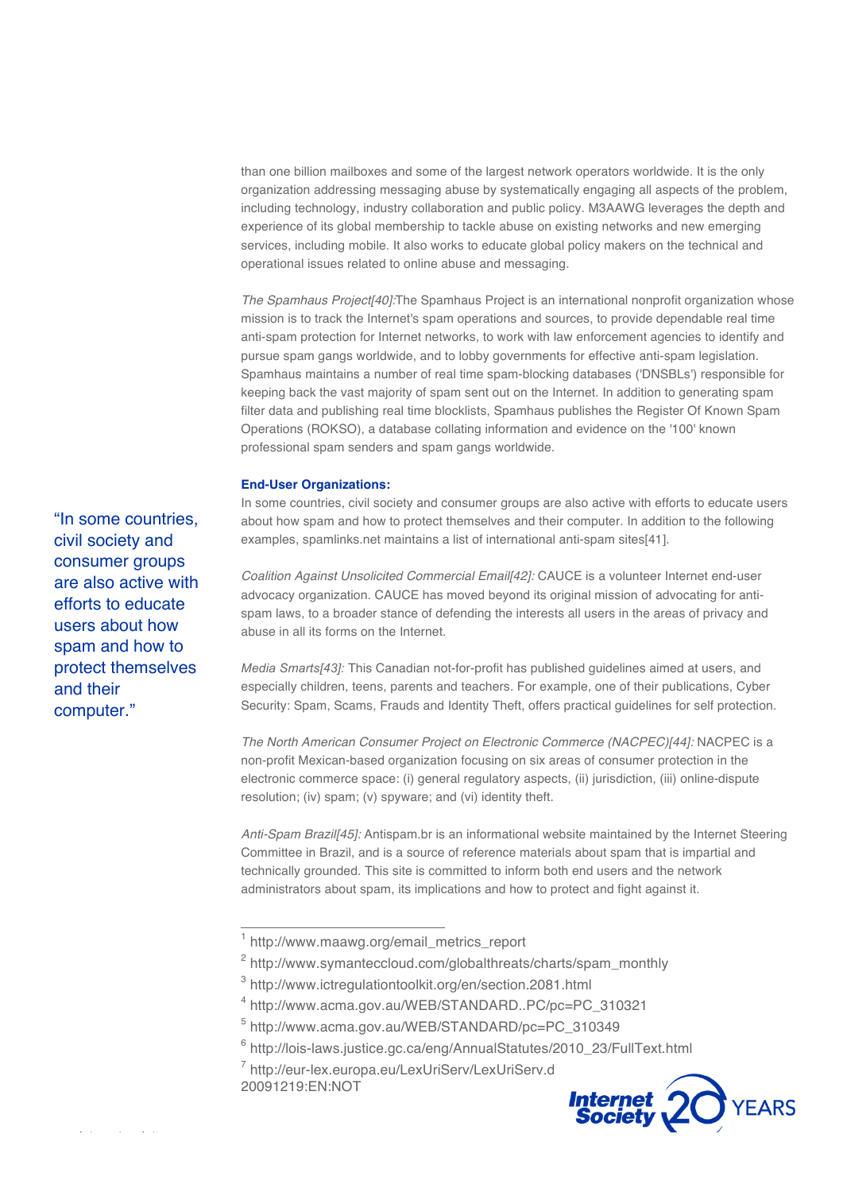than one billion mailboxes and some of the largest network operators worldwide. It is the only organization addressing messaging abuse by systematically engaging all aspects of the problem, including technology, industry collaboration and public policy. M3AAWG leverages the depth and experience of its global membership to tackle abuse on existing networks and new emerging services, including mobile. It also works to educate global policy makers on the technical and operational issues related to online abuse and messaging.

*The Spamhaus Project[40]:*The Spamhaus Project is an international nonprofit organization whose mission is to track the Internet's spam operations and sources, to provide dependable real time anti-spam protection for Internet networks, to work with law enforcement agencies to identify and pursue spam gangs worldwide, and to lobby governments for effective anti-spam legislation. Spamhaus maintains a number of real time spam-blocking databases ('DNSBLs') responsible for keeping back the vast majority of spam sent out on the Internet. In addition to generating spam filter data and publishing real time blocklists, Spamhaus publishes the Register Of Known Spam Operations (ROKSO), a database collating information and evidence on the '100' known professional spam senders and spam gangs worldwide.

**End-User Organizations:**

In some countries, civil society and consumer groups are also active with efforts to educate users about how spam and how to protect themselves and their computer. In addition to the following examples, spamlinks.net maintains a list of international anti-spam sites[41].

> "In some countries, civil society and consumer groups are also active with efforts to educate users about how spam and how to protect themselves and their computer."

*Coalition Against Unsolicited Commercial Email[42]:* CAUCE is a volunteer Internet end-user advocacy organization. CAUCE has moved beyond its original mission of advocating for anti-spam laws, to a broader stance of defending the interests all users in the areas of privacy and abuse in all its forms on the Internet.

*Media Smarts[43]:* This Canadian not-for-profit has published guidelines aimed at users, and especially children, teens, parents and teachers. For example, one of their publications, Cyber Security: Spam, Scams, Frauds and Identity Theft, offers practical guidelines for self protection.

*The North American Consumer Project on Electronic Commerce (NACPEC)[44]:* NACPEC is a non-profit Mexican-based organization focusing on six areas of consumer protection in the electronic commerce space: (i) general regulatory aspects, (ii) jurisdiction, (iii) online-dispute resolution; (iv) spam; (v) spyware; and (vi) identity theft.

*Anti-Spam Brazil[45]:* Antispam.br is an informational website maintained by the Internet Steering Committee in Brazil, and is a source of reference materials about spam that is impartial and technically grounded. This site is committed to inform both end users and the network administrators about spam, its implications and how to protect and fight against it.

---

[1] http://www.maawg.org/email_metrics_report

[2] http://www.symanteccloud.com/globalthreats/charts/spam_monthly

[3] http://www.ictregulationtoolkit.org/en/section.2081.html

[4] http://www.acma.gov.au/WEB/STANDARD..PC/pc=PC_310321

[5] http://www.acma.gov.au/WEB/STANDARD/pc=PC_310349

[6] http://lois-laws.justice.gc.ca/eng/AnnualStatutes/2010_23/FullText.html

[7] http://eur-lex.europa.eu/LexUriServ/LexUriServ.d 20091219:EN:NOT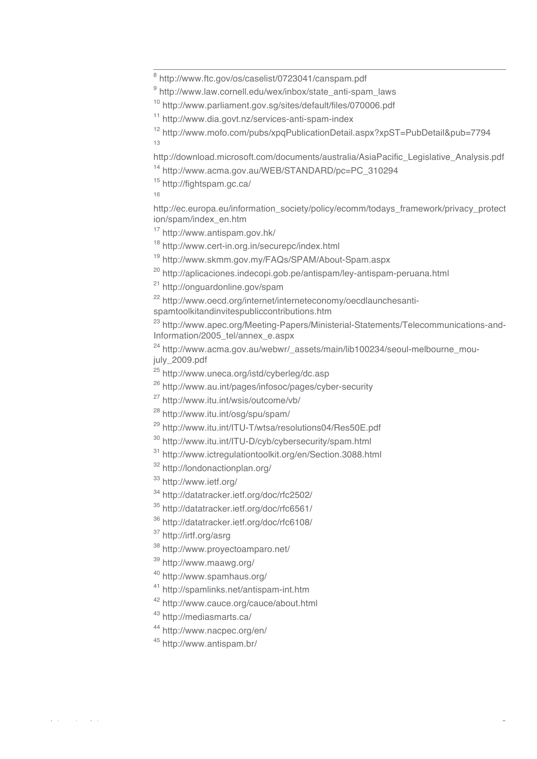[8] http://www.ftc.gov/os/caselist/0723041/canspam.pdf

[9] http://www.law.cornell.edu/wex/inbox/state_anti-spam_laws

[10] http://www.parliament.gov.sg/sites/default/files/070006.pdf

[11] http://www.dia.govt.nz/services-anti-spam-index

[12] http://www.mofo.com/pubs/xpqPublicationDetail.aspx?xpST=PubDetail&pub=7794

[13] http://download.microsoft.com/documents/australia/AsiaPacific_Legislative_Analysis.pdf

[14] http://www.acma.gov.au/WEB/STANDARD/pc=PC_310294

[15] http://fightspam.gc.ca/

[16] http://ec.europa.eu/information_society/policy/ecomm/todays_framework/privacy_protection/spam/index_en.htm

[17] http://www.antispam.gov.hk/

[18] http://www.cert-in.org.in/securepc/index.html

[19] http://www.skmm.gov.my/FAQs/SPAM/About-Spam.aspx

[20] http://aplicaciones.indecopi.gob.pe/antispam/ley-antispam-peruana.html

[21] http://onguardonline.gov/spam

[22] http://www.oecd.org/internet/interneteconomy/oecdlaunchesanti-spamtoolkitandinvitespubliccontributions.htm

[23] http://www.apec.org/Meeting-Papers/Ministerial-Statements/Telecommunications-and-Information/2005_tel/annex_e.aspx

[24] http://www.acma.gov.au/webwr/_assets/main/lib100234/seoul-melbourne_mou-july_2009.pdf

[25] http://www.uneca.org/istd/cyberleg/dc.asp

[26] http://www.au.int/pages/infosoc/pages/cyber-security

[27] http://www.itu.int/wsis/outcome/vb/

[28] http://www.itu.int/osg/spu/spam/

[29] http://www.itu.int/ITU-T/wtsa/resolutions04/Res50E.pdf

[30] http://www.itu.int/ITU-D/cyb/cybersecurity/spam.html

[31] http://www.ictregulationtoolkit.org/en/Section.3088.html

[32] http://londonactionplan.org/

[33] http://www.ietf.org/

[34] http://datatracker.ietf.org/doc/rfc2502/

[35] http://datatracker.ietf.org/doc/rfc6561/

[36] http://datatracker.ietf.org/doc/rfc6108/

[37] http://irtf.org/asrg

[38] http://www.proyectoamparo.net/

[39] http://www.maawg.org/

[40] http://www.spamhaus.org/

[41] http://spamlinks.net/antispam-int.htm

[42] http://www.cauce.org/cauce/about.html

[43] http://mediasmarts.ca/

[44] http://www.nacpec.org/en/

[45] http://www.antispam.br/